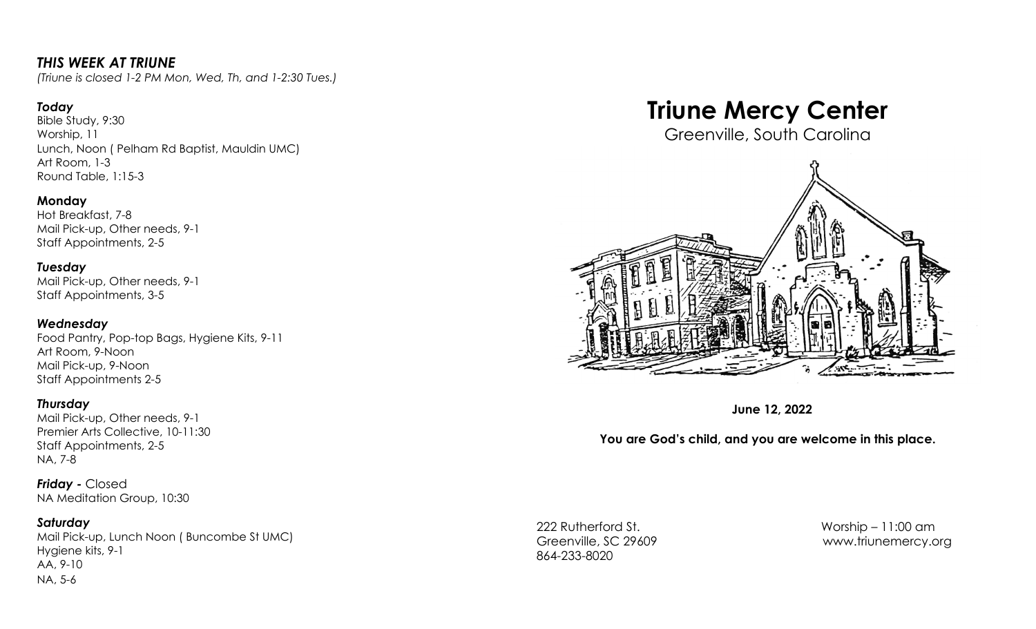### *THIS WEEK AT TRIUNE*

*(Triune is closed 1-2 PM Mon, Wed, Th, and 1-2:30 Tues.)*

***Today***
Bible Study, 9:30
Worship, 11
Lunch, Noon ( Pelham Rd Baptist, Mauldin UMC)
Art Room, 1-3
Round Table, 1:15-3

**Monday**
Hot Breakfast, 7-8
Mail Pick-up, Other needs, 9-1
Staff Appointments, 2-5

***Tuesday***
Mail Pick-up, Other needs, 9-1
Staff Appointments, 3-5

***Wednesday***
Food Pantry, Pop-top Bags, Hygiene Kits, 9-11
Art Room, 9-Noon
Mail Pick-up, 9-Noon
Staff Appointments 2-5

***Thursday***
Mail Pick-up, Other needs, 9-1
Premier Arts Collective, 10-11:30
Staff Appointments, 2-5
NA, 7-8

***Friday -*** Closed
NA Meditation Group, 10:30

***Saturday***
Mail Pick-up, Lunch Noon ( Buncombe St UMC)
Hygiene kits, 9-1
AA, 9-10
NA, 5-6

# Triune Mercy Center

Greenville, South Carolina

**June 12, 2022**

**You are God's child, and you are welcome in this place.**

222 Rutherford St.
Greenville, SC 29609
864-233-8020

Worship – 11:00 am
www.triunemercy.org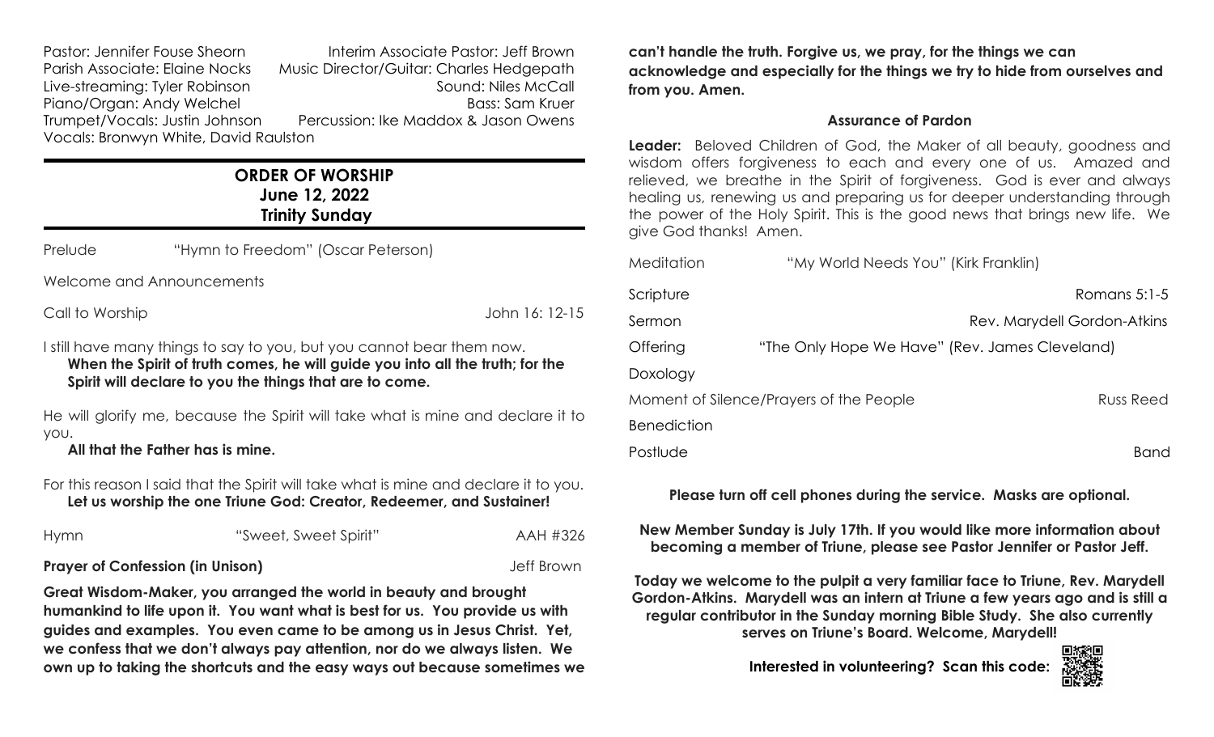Pastor: Jennifer Fouse Sheorn — Interim Associate Pastor: Jeff Brown
Parish Associate: Elaine Nocks — Music Director/Guitar: Charles Hedgepath
Live-streaming: Tyler Robinson — Sound: Niles McCall
Piano/Organ: Andy Welchel — Bass: Sam Kruer
Trumpet/Vocals: Justin Johnson — Percussion: Ike Maddox & Jason Owens
Vocals: Bronwyn White, David Raulston

## ORDER OF WORSHIP
**June 12, 2022**
**Trinity Sunday**

Prelude — "Hymn to Freedom" (Oscar Peterson)

Welcome and Announcements

Call to Worship — John 16: 12-15

I still have many things to say to you, but you cannot bear them now.
**When the Spirit of truth comes, he will guide you into all the truth; for the Spirit will declare to you the things that are to come.**

He will glorify me, because the Spirit will take what is mine and declare it to you.
**All that the Father has is mine.**

For this reason I said that the Spirit will take what is mine and declare it to you.
**Let us worship the one Triune God: Creator, Redeemer, and Sustainer!**

Hymn — "Sweet, Sweet Spirit" — AAH #326

**Prayer of Confession (in Unison)** — Jeff Brown

**Great Wisdom-Maker, you arranged the world in beauty and brought humankind to life upon it. You want what is best for us. You provide us with guides and examples. You even came to be among us in Jesus Christ. Yet, we confess that we don't always pay attention, nor do we always listen. We own up to taking the shortcuts and the easy ways out because sometimes we can't handle the truth. Forgive us, we pray, for the things we can acknowledge and especially for the things we try to hide from ourselves and from you. Amen.**

**Assurance of Pardon**

**Leader:** Beloved Children of God, the Maker of all beauty, goodness and wisdom offers forgiveness to each and every one of us. Amazed and relieved, we breathe in the Spirit of forgiveness. God is ever and always healing us, renewing us and preparing us for deeper understanding through the power of the Holy Spirit. This is the good news that brings new life. We give God thanks! Amen.

Meditation — "My World Needs You" (Kirk Franklin)

Scripture — Romans 5:1-5

Sermon — Rev. Marydell Gordon-Atkins

Offering — "The Only Hope We Have" (Rev. James Cleveland)

Doxology

Moment of Silence/Prayers of the People — Russ Reed

Benediction

Postlude — Band

**Please turn off cell phones during the service. Masks are optional.**

**New Member Sunday is July 17th. If you would like more information about becoming a member of Triune, please see Pastor Jennifer or Pastor Jeff.**

**Today we welcome to the pulpit a very familiar face to Triune, Rev. Marydell Gordon-Atkins. Marydell was an intern at Triune a few years ago and is still a regular contributor in the Sunday morning Bible Study. She also currently serves on Triune's Board. Welcome, Marydell!**

**Interested in volunteering? Scan this code:**